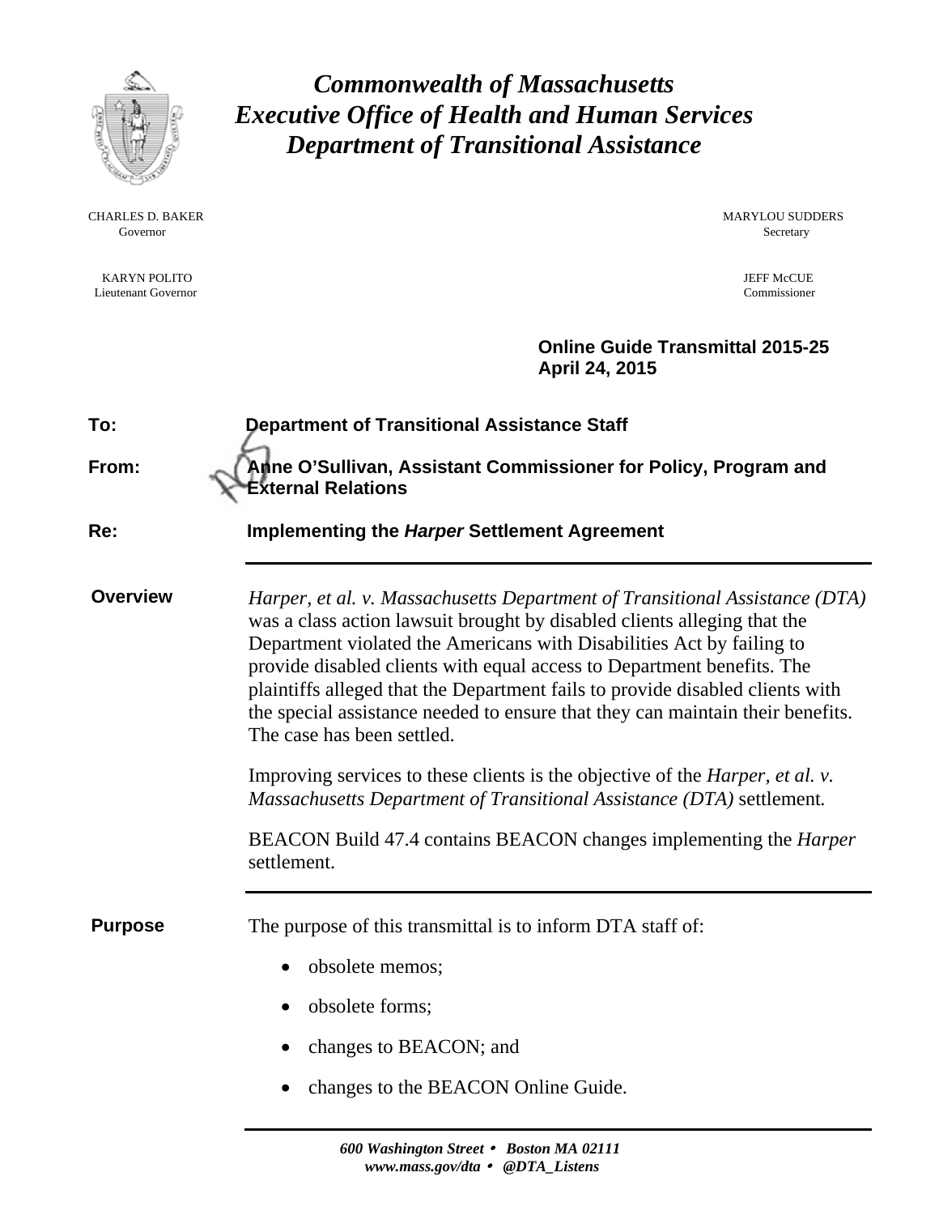# *Commonwealth of Massachusetts*
# *Executive Office of Health and Human Services*
# *Department of Transitional Assistance*

CHARLES D. BAKER
Governor

KARYN POLITO
Lieutenant Governor

MARYLOU SUDDERS
Secretary

JEFF McCUE
Commissioner

**Online Guide Transmittal 2015-25**
**April 24, 2015**

**To:** **Department of Transitional Assistance Staff**

**From:** **Anne O'Sullivan, Assistant Commissioner for Policy, Program and External Relations**

**Re:** **Implementing the *Harper* Settlement Agreement**

---

## Overview

*Harper, et al. v. Massachusetts Department of Transitional Assistance (DTA)* was a class action lawsuit brought by disabled clients alleging that the Department violated the Americans with Disabilities Act by failing to provide disabled clients with equal access to Department benefits. The plaintiffs alleged that the Department fails to provide disabled clients with the special assistance needed to ensure that they can maintain their benefits. The case has been settled.

Improving services to these clients is the objective of the *Harper*, *et al. v. Massachusetts Department of Transitional Assistance (DTA)* settlement.

BEACON Build 47.4 contains BEACON changes implementing the *Harper* settlement.

---

## Purpose

The purpose of this transmittal is to inform DTA staff of:

- obsolete memos;
- obsolete forms;
- changes to BEACON; and
- changes to the BEACON Online Guide.

---

*600 Washington Street • Boston MA 02111*
*www.mass.gov/dta • @DTA_Listens*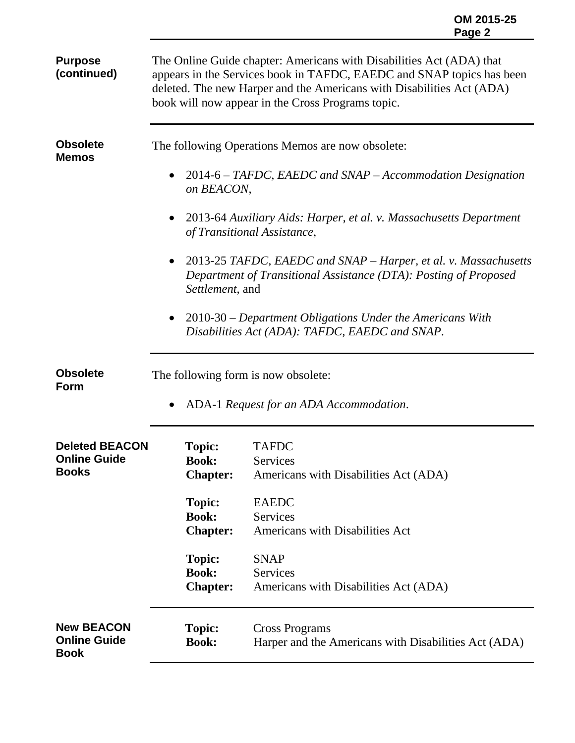**Purpose (continued)**

The Online Guide chapter: Americans with Disabilities Act (ADA) that appears in the Services book in TAFDC, EAEDC and SNAP topics has been deleted. The new Harper and the Americans with Disabilities Act (ADA) book will now appear in the Cross Programs topic.

**Obsolete Memos**

The following Operations Memos are now obsolete:

- 2014-6 – *TAFDC, EAEDC and SNAP – Accommodation Designation on BEACON*,
- 2013-64 *Auxiliary Aids: Harper, et al. v. Massachusetts Department of Transitional Assistance*,
- 2013-25 *TAFDC, EAEDC and SNAP – Harper, et al. v. Massachusetts Department of Transitional Assistance (DTA): Posting of Proposed Settlement*, and
- 2010-30 – *Department Obligations Under the Americans With Disabilities Act (ADA): TAFDC, EAEDC and SNAP*.

**Obsolete Form**

The following form is now obsolete:

- ADA-1 *Request for an ADA Accommodation*.

**Deleted BEACON Online Guide Books**

**Topic:** TAFDC
**Book:** Services
**Chapter:** Americans with Disabilities Act (ADA)

**Topic:** EAEDC
**Book:** Services
**Chapter:** Americans with Disabilities Act

**Topic:** SNAP
**Book:** Services
**Chapter:** Americans with Disabilities Act (ADA)

**New BEACON Online Guide Book**

**Topic:** Cross Programs
**Book:** Harper and the Americans with Disabilities Act (ADA)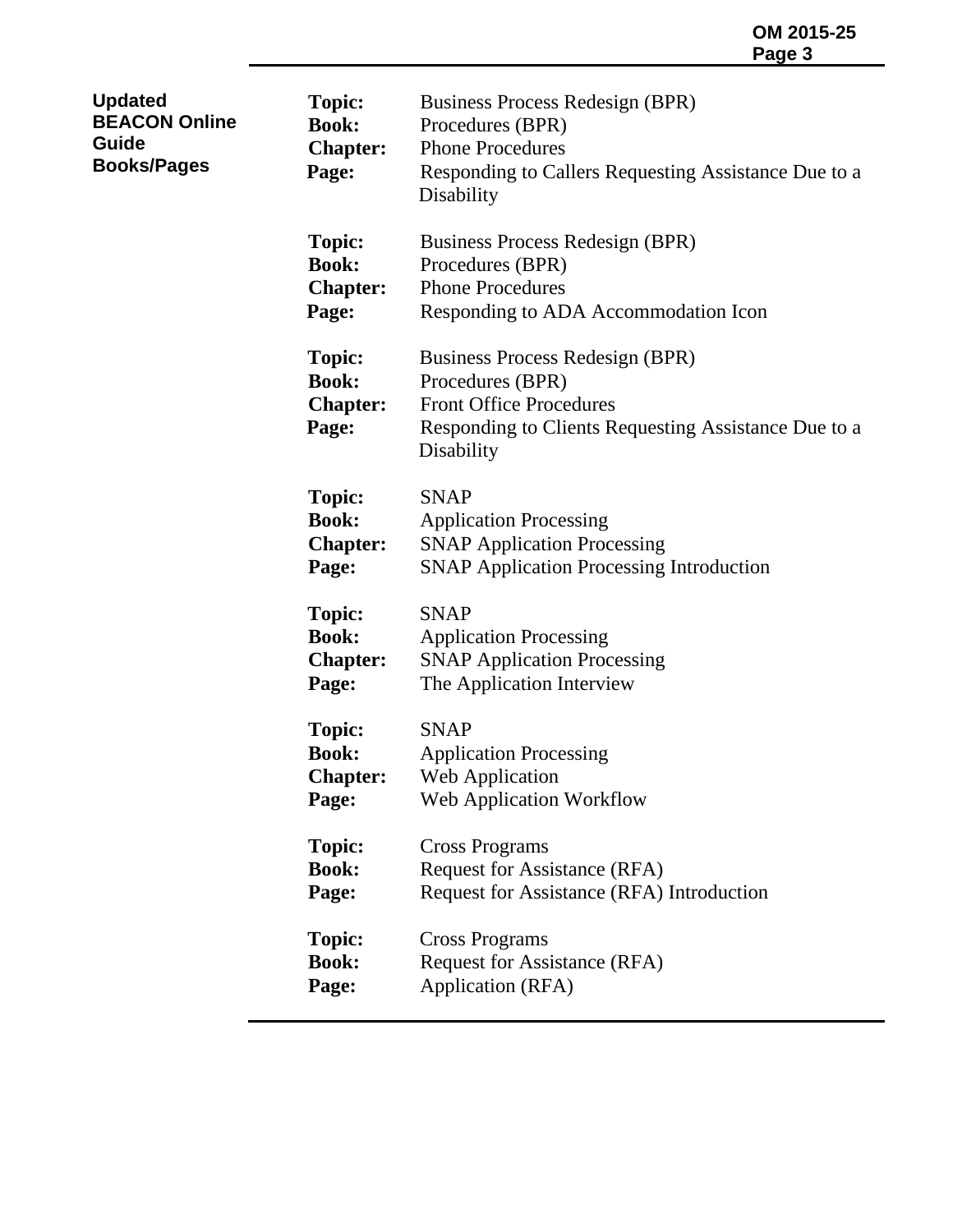**Updated BEACON Online Guide Books/Pages**

**Topic:** Business Process Redesign (BPR)
**Book:** Procedures (BPR)
**Chapter:** Phone Procedures
**Page:** Responding to Callers Requesting Assistance Due to a Disability

**Topic:** Business Process Redesign (BPR)
**Book:** Procedures (BPR)
**Chapter:** Phone Procedures
**Page:** Responding to ADA Accommodation Icon

**Topic:** Business Process Redesign (BPR)
**Book:** Procedures (BPR)
**Chapter:** Front Office Procedures
**Page:** Responding to Clients Requesting Assistance Due to a Disability

**Topic:** SNAP
**Book:** Application Processing
**Chapter:** SNAP Application Processing
**Page:** SNAP Application Processing Introduction

**Topic:** SNAP
**Book:** Application Processing
**Chapter:** SNAP Application Processing
**Page:** The Application Interview

**Topic:** SNAP
**Book:** Application Processing
**Chapter:** Web Application
**Page:** Web Application Workflow

**Topic:** Cross Programs
**Book:** Request for Assistance (RFA)
**Page:** Request for Assistance (RFA) Introduction

**Topic:** Cross Programs
**Book:** Request for Assistance (RFA)
**Page:** Application (RFA)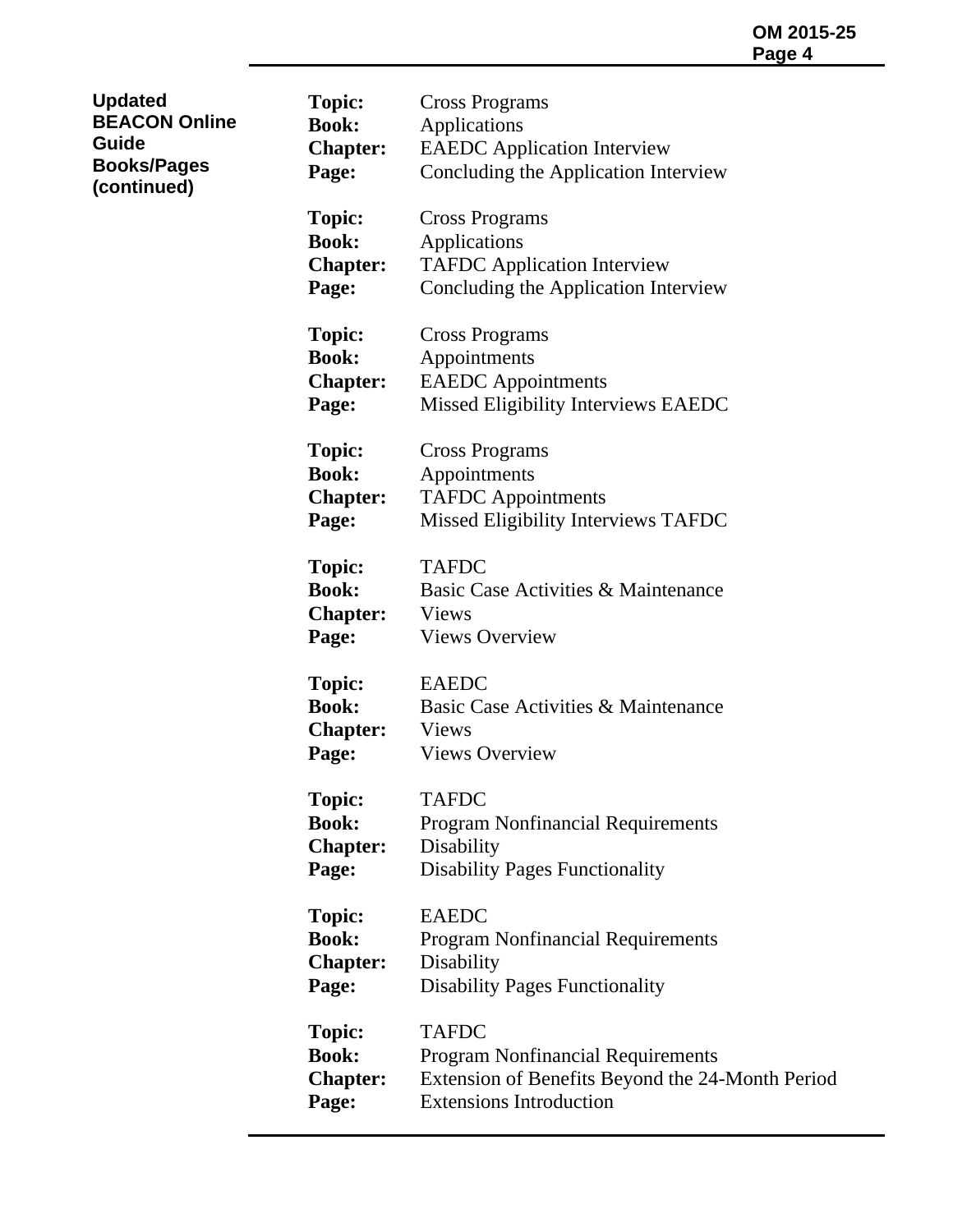**Updated BEACON Online Guide Books/Pages (continued)**

**Topic:** Cross Programs
**Book:** Applications
**Chapter:** EAEDC Application Interview
**Page:** Concluding the Application Interview

**Topic:** Cross Programs
**Book:** Applications
**Chapter:** TAFDC Application Interview
**Page:** Concluding the Application Interview

**Topic:** Cross Programs
**Book:** Appointments
**Chapter:** EAEDC Appointments
**Page:** Missed Eligibility Interviews EAEDC

**Topic:** Cross Programs
**Book:** Appointments
**Chapter:** TAFDC Appointments
**Page:** Missed Eligibility Interviews TAFDC

**Topic:** TAFDC
**Book:** Basic Case Activities & Maintenance
**Chapter:** Views
**Page:** Views Overview

**Topic:** EAEDC
**Book:** Basic Case Activities & Maintenance
**Chapter:** Views
**Page:** Views Overview

**Topic:** TAFDC
**Book:** Program Nonfinancial Requirements
**Chapter:** Disability
**Page:** Disability Pages Functionality

**Topic:** EAEDC
**Book:** Program Nonfinancial Requirements
**Chapter:** Disability
**Page:** Disability Pages Functionality

**Topic:** TAFDC
**Book:** Program Nonfinancial Requirements
**Chapter:** Extension of Benefits Beyond the 24-Month Period
**Page:** Extensions Introduction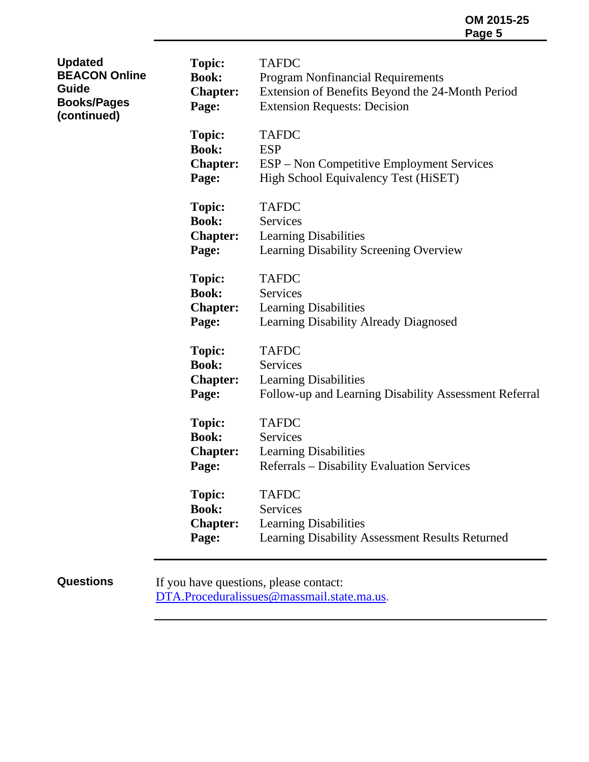**Updated BEACON Online Guide Books/Pages (continued)**

**Topic:** TAFDC
**Book:** Program Nonfinancial Requirements
**Chapter:** Extension of Benefits Beyond the 24-Month Period
**Page:** Extension Requests: Decision

**Topic:** TAFDC
**Book:** ESP
**Chapter:** ESP – Non Competitive Employment Services
**Page:** High School Equivalency Test (HiSET)

**Topic:** TAFDC
**Book:** Services
**Chapter:** Learning Disabilities
**Page:** Learning Disability Screening Overview

**Topic:** TAFDC
**Book:** Services
**Chapter:** Learning Disabilities
**Page:** Learning Disability Already Diagnosed

**Topic:** TAFDC
**Book:** Services
**Chapter:** Learning Disabilities
**Page:** Follow-up and Learning Disability Assessment Referral

**Topic:** TAFDC
**Book:** Services
**Chapter:** Learning Disabilities
**Page:** Referrals – Disability Evaluation Services

**Topic:** TAFDC
**Book:** Services
**Chapter:** Learning Disabilities
**Page:** Learning Disability Assessment Results Returned

---

**Questions**

If you have questions, please contact: DTA.Proceduralissues@massmail.state.ma.us.